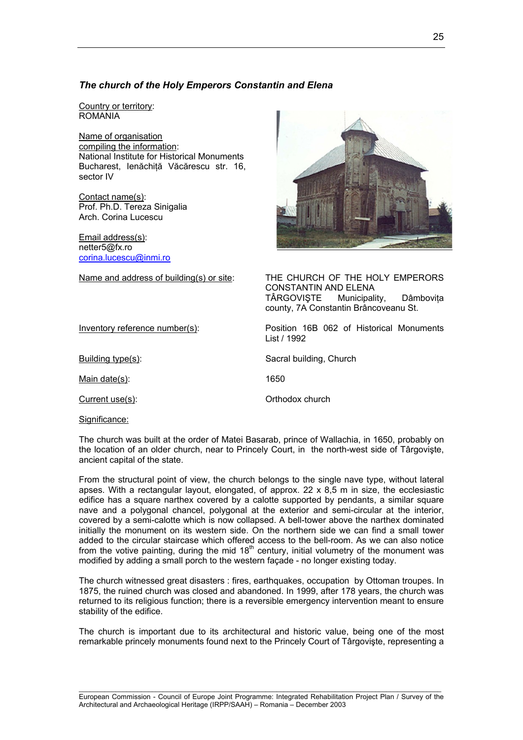### *The church of the Holy Emperors Constantin and Elena*

Country or territory:
ROMANIA

Name of organisation compiling the information:
National Institute for Historical Monuments
Bucharest, Ienăchiță Văcărescu str. 16, sector IV

Contact name(s):
Prof. Ph.D. Tereza Sinigalia
Arch. Corina Lucescu

Email address(s):
netter5@fx.ro
corina.lucescu@inmi.ro

Name and address of building(s) or site: THE CHURCH OF THE HOLY EMPERORS CONSTANTIN AND ELENA
TÂRGOVIŞTE Municipality, Dâmbovița county, 7A Constantin Brâncoveanu St.

Inventory reference number(s): Position 16B 062 of Historical Monuments List / 1992

Building type(s): Sacral building, Church

Main date(s): 1650

Current use(s): Orthodox church

Significance:

The church was built at the order of Matei Basarab, prince of Wallachia, in 1650, probably on the location of an older church, near to Princely Court, in the north-west side of Târgovişte, ancient capital of the state.

From the structural point of view, the church belongs to the single nave type, without lateral apses. With a rectangular layout, elongated, of approx. 22 x 8,5 m in size, the ecclesiastic edifice has a square narthex covered by a calotte supported by pendants, a similar square nave and a polygonal chancel, polygonal at the exterior and semi-circular at the interior, covered by a semi-calotte which is now collapsed. A bell-tower above the narthex dominated initially the monument on its western side. On the northern side we can find a small tower added to the circular staircase which offered access to the bell-room. As we can also notice from the votive painting, during the mid 18th century, initial volumetry of the monument was modified by adding a small porch to the western façade - no longer existing today.

The church witnessed great disasters : fires, earthquakes, occupation by Ottoman troupes. In 1875, the ruined church was closed and abandoned. In 1999, after 178 years, the church was returned to its religious function; there is a reversible emergency intervention meant to ensure stability of the edifice.

The church is important due to its architectural and historic value, being one of the most remarkable princely monuments found next to the Princely Court of Târgovişte, representing a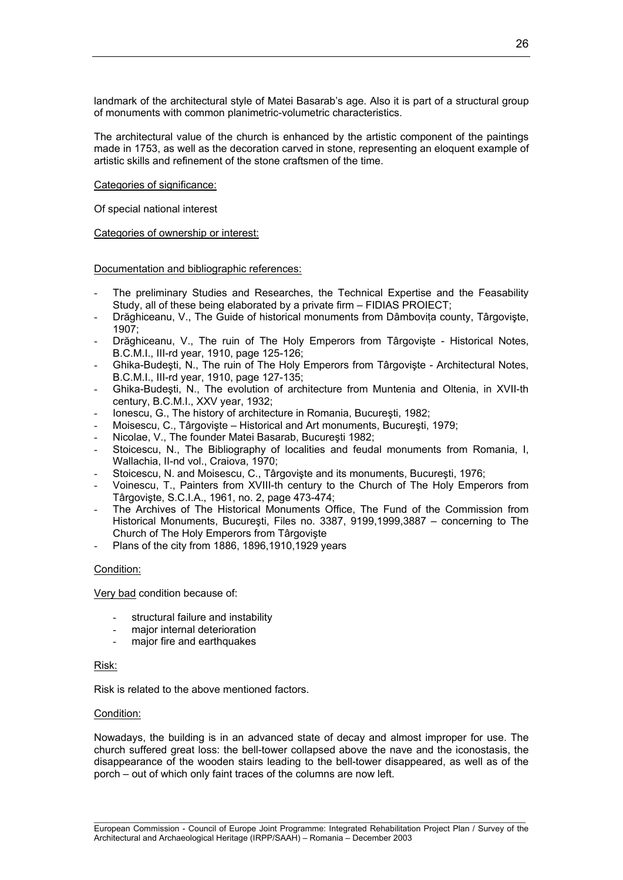landmark of the architectural style of Matei Basarab's age. Also it is part of a structural group of monuments with common planimetric-volumetric characteristics.

The architectural value of the church is enhanced by the artistic component of the paintings made in 1753, as well as the decoration carved in stone, representing an eloquent example of artistic skills and refinement of the stone craftsmen of the time.

Categories of significance:

Of special national interest

Categories of ownership or interest:

Documentation and bibliographic references:

- The preliminary Studies and Researches, the Technical Expertise and the Feasability Study, all of these being elaborated by a private firm – FIDIAS PROIECT;
- Drăghiceanu, V., The Guide of historical monuments from Dâmbovița county, Târgovişte, 1907;
- Drăghiceanu, V., The ruin of The Holy Emperors from Târgovişte - Historical Notes, B.C.M.I., III-rd year, 1910, page 125-126;
- Ghika-Budeşti, N., The ruin of The Holy Emperors from Târgovişte - Architectural Notes, B.C.M.I., III-rd year, 1910, page 127-135;
- Ghika-Budeşti, N., The evolution of architecture from Muntenia and Oltenia, in XVII-th century, B.C.M.I., XXV year, 1932;
- Ionescu, G., The history of architecture in Romania, Bucureşti, 1982;
- Moisescu, C., Târgovişte – Historical and Art monuments, Bucureşti, 1979;
- Nicolae, V., The founder Matei Basarab, Bucureşti 1982;
- Stoicescu, N., The Bibliography of localities and feudal monuments from Romania, I, Wallachia, II-nd vol., Craiova, 1970;
- Stoicescu, N. and Moisescu, C., Târgovişte and its monuments, Bucureşti, 1976;
- Voinescu, T., Painters from XVIII-th century to the Church of The Holy Emperors from Târgovişte, S.C.I.A., 1961, no. 2, page 473-474;
- The Archives of The Historical Monuments Office, The Fund of the Commission from Historical Monuments, Bucureşti, Files no. 3387, 9199,1999,3887 – concerning to The Church of The Holy Emperors from Târgovişte
- Plans of the city from 1886, 1896,1910,1929 years

Condition:

Very bad condition because of:

- structural failure and instability
- major internal deterioration
- major fire and earthquakes

Risk:

Risk is related to the above mentioned factors.

Condition:

Nowadays, the building is in an advanced state of decay and almost improper for use. The church suffered great loss: the bell-tower collapsed above the nave and the iconostasis, the disappearance of the wooden stairs leading to the bell-tower disappeared, as well as of the porch – out of which only faint traces of the columns are now left.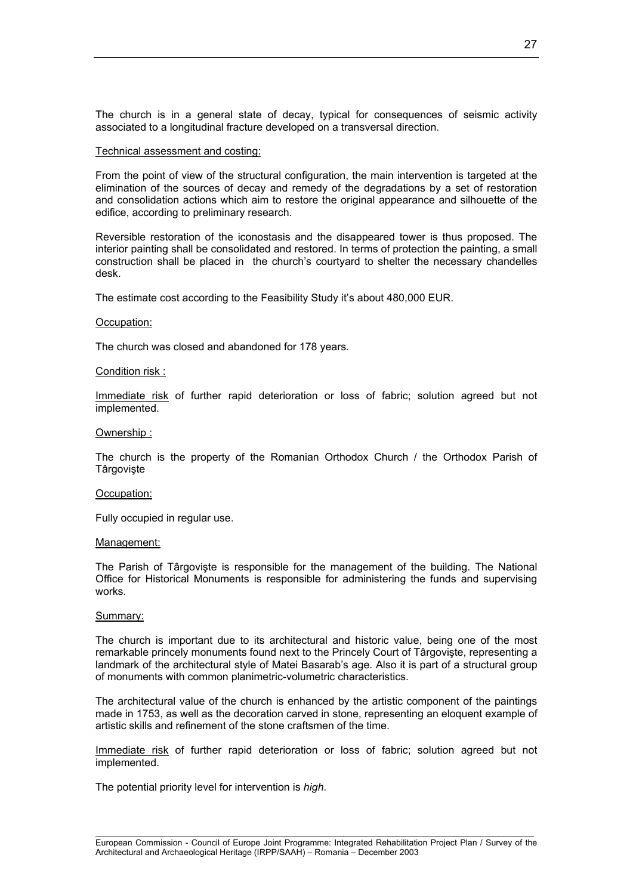The church is in a general state of decay, typical for consequences of seismic activity associated to a longitudinal fracture developed on a transversal direction.

Technical assessment and costing:

From the point of view of the structural configuration, the main intervention is targeted at the elimination of the sources of decay and remedy of the degradations by a set of restoration and consolidation actions which aim to restore the original appearance and silhouette of the edifice, according to preliminary research.

Reversible restoration of the iconostasis and the disappeared tower is thus proposed. The interior painting shall be consolidated and restored. In terms of protection the painting, a small construction shall be placed in the church's courtyard to shelter the necessary chandelles desk.

The estimate cost according to the Feasibility Study it's about 480,000 EUR.

Occupation:

The church was closed and abandoned for 178 years.

Condition risk :

Immediate risk of further rapid deterioration or loss of fabric; solution agreed but not implemented.

Ownership :

The church is the property of the Romanian Orthodox Church / the Orthodox Parish of Târgovişte

Occupation:

Fully occupied in regular use.

Management:

The Parish of Târgovişte is responsible for the management of the building. The National Office for Historical Monuments is responsible for administering the funds and supervising works.

Summary:

The church is important due to its architectural and historic value, being one of the most remarkable princely monuments found next to the Princely Court of Târgovişte, representing a landmark of the architectural style of Matei Basarab's age. Also it is part of a structural group of monuments with common planimetric-volumetric characteristics.

The architectural value of the church is enhanced by the artistic component of the paintings made in 1753, as well as the decoration carved in stone, representing an eloquent example of artistic skills and refinement of the stone craftsmen of the time.

Immediate risk of further rapid deterioration or loss of fabric; solution agreed but not implemented.

The potential priority level for intervention is *high*.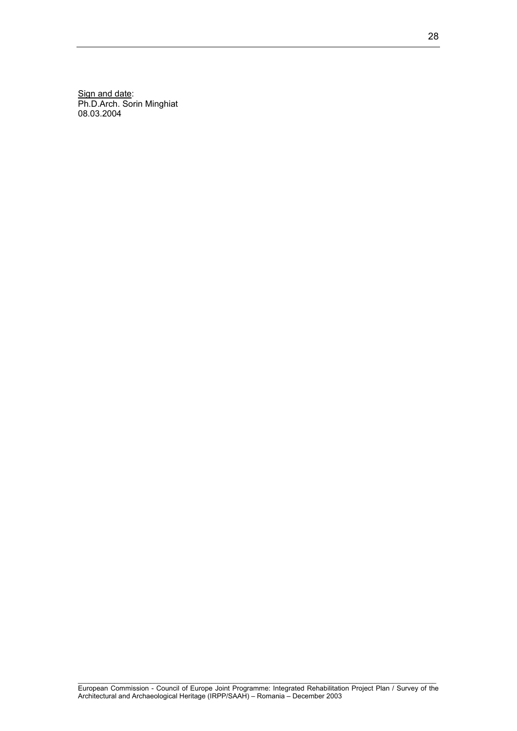Sign and date:
Ph.D.Arch. Sorin Minghiat
08.03.2004